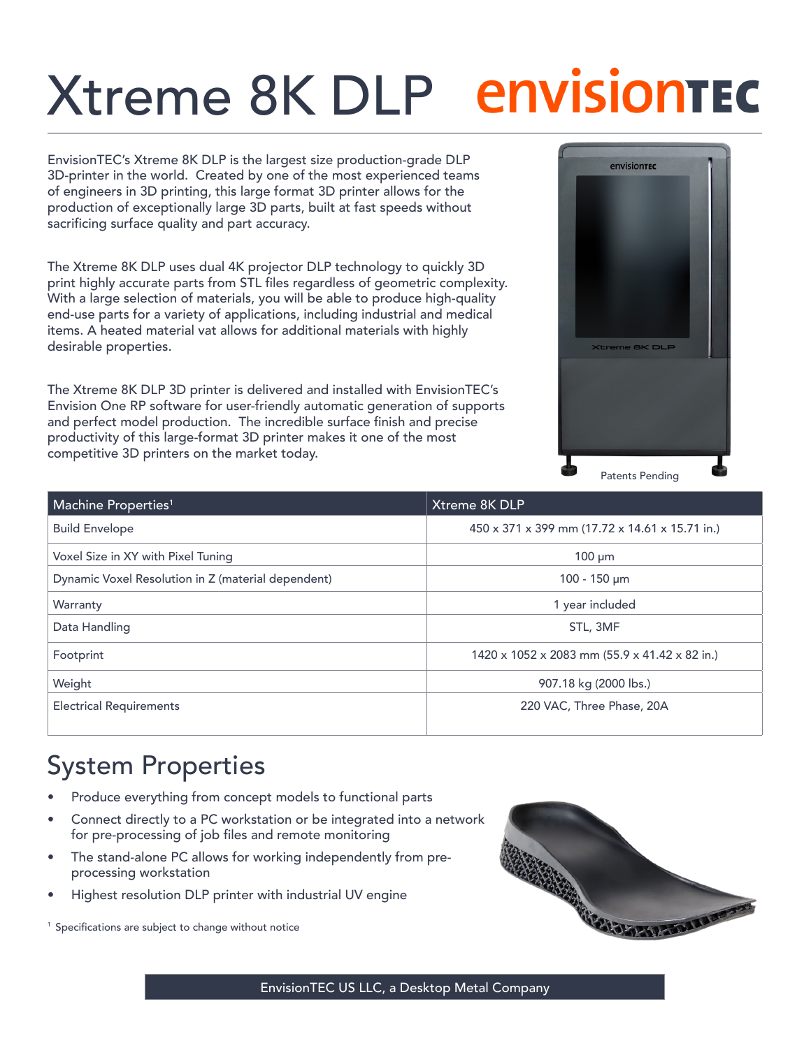# Xtreme 8K DLP envisionTEC

EnvisionTEC's Xtreme 8K DLP is the largest size production-grade DLP 3D-printer in the world. Created by one of the most experienced teams of engineers in 3D printing, this large format 3D printer allows for the production of exceptionally large 3D parts, built at fast speeds without sacrificing surface quality and part accuracy.

The Xtreme 8K DLP uses dual 4K projector DLP technology to quickly 3D print highly accurate parts from STL files regardless of geometric complexity. With a large selection of materials, you will be able to produce high-quality end-use parts for a variety of applications, including industrial and medical items. A heated material vat allows for additional materials with highly desirable properties.

The Xtreme 8K DLP 3D printer is delivered and installed with EnvisionTEC's Envision One RP software for user-friendly automatic generation of supports and perfect model production. The incredible surface finish and precise productivity of this large-format 3D printer makes it one of the most competitive 3D printers on the market today.

Patents Pending

| Machine Properties[1] | Xtreme 8K DLP |
|---|---|
| Build Envelope | 450 x 371 x 399 mm (17.72 x 14.61 x 15.71 in.) |
| Voxel Size in XY with Pixel Tuning | 100 μm |
| Dynamic Voxel Resolution in Z (material dependent) | 100 - 150 μm |
| Warranty | 1 year included |
| Data Handling | STL, 3MF |
| Footprint | 1420 x 1052 x 2083 mm (55.9 x 41.42 x 82 in.) |
| Weight | 907.18 kg (2000 lbs.) |
| Electrical Requirements | 220 VAC, Three Phase, 20A |

## System Properties

- Produce everything from concept models to functional parts
- Connect directly to a PC workstation or be integrated into a network for pre-processing of job files and remote monitoring
- The stand-alone PC allows for working independently from pre-processing workstation
- Highest resolution DLP printer with industrial UV engine

[1] Specifications are subject to change without notice

EnvisionTEC US LLC, a Desktop Metal Company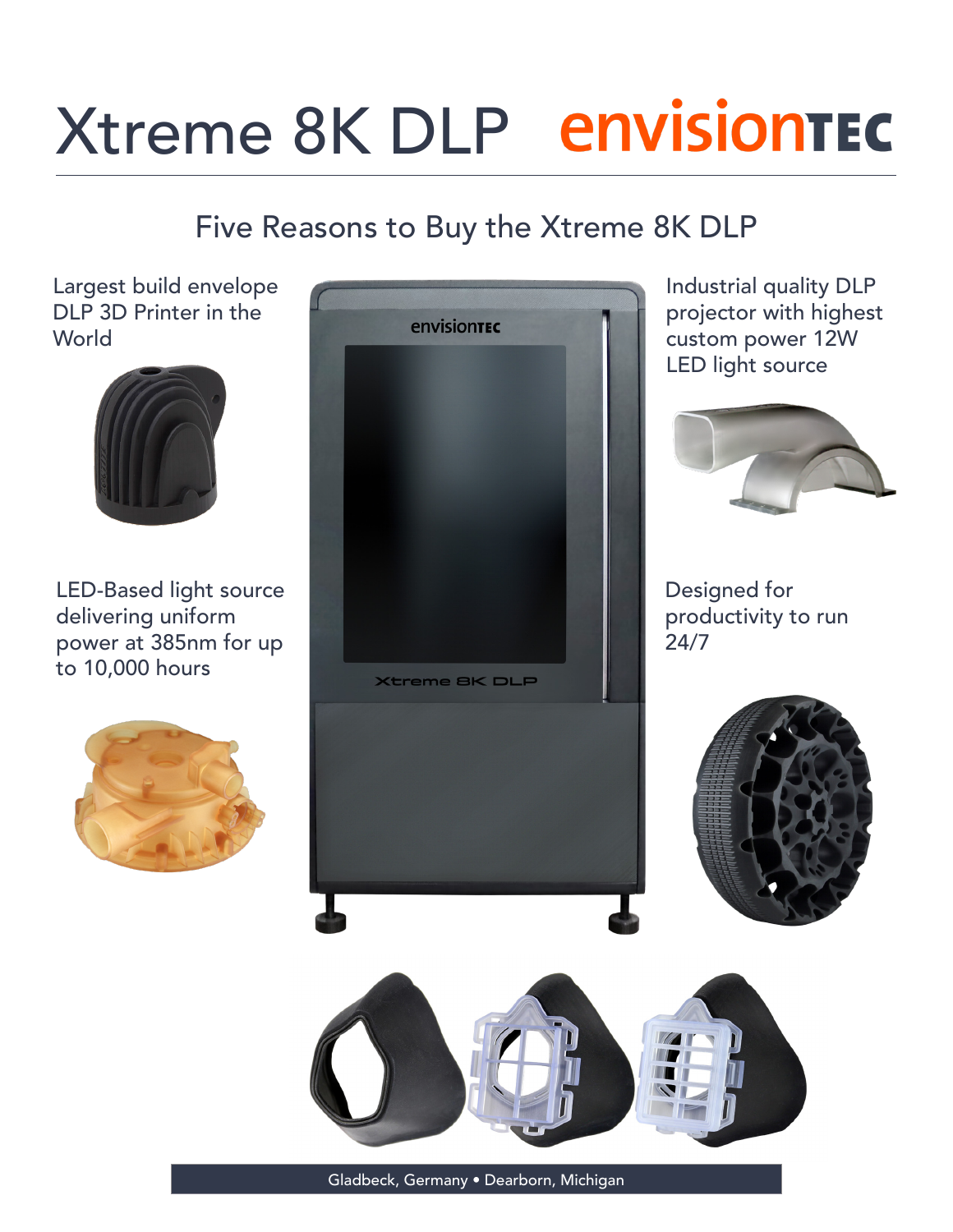# Xtreme 8K DLP envisionTEC

## Five Reasons to Buy the Xtreme 8K DLP

Largest build envelope DLP 3D Printer in the World

Industrial quality DLP projector with highest custom power 12W LED light source

LED-Based light source delivering uniform power at 385nm for up to 10,000 hours

Designed for productivity to run 24/7

Gladbeck, Germany • Dearborn, Michigan